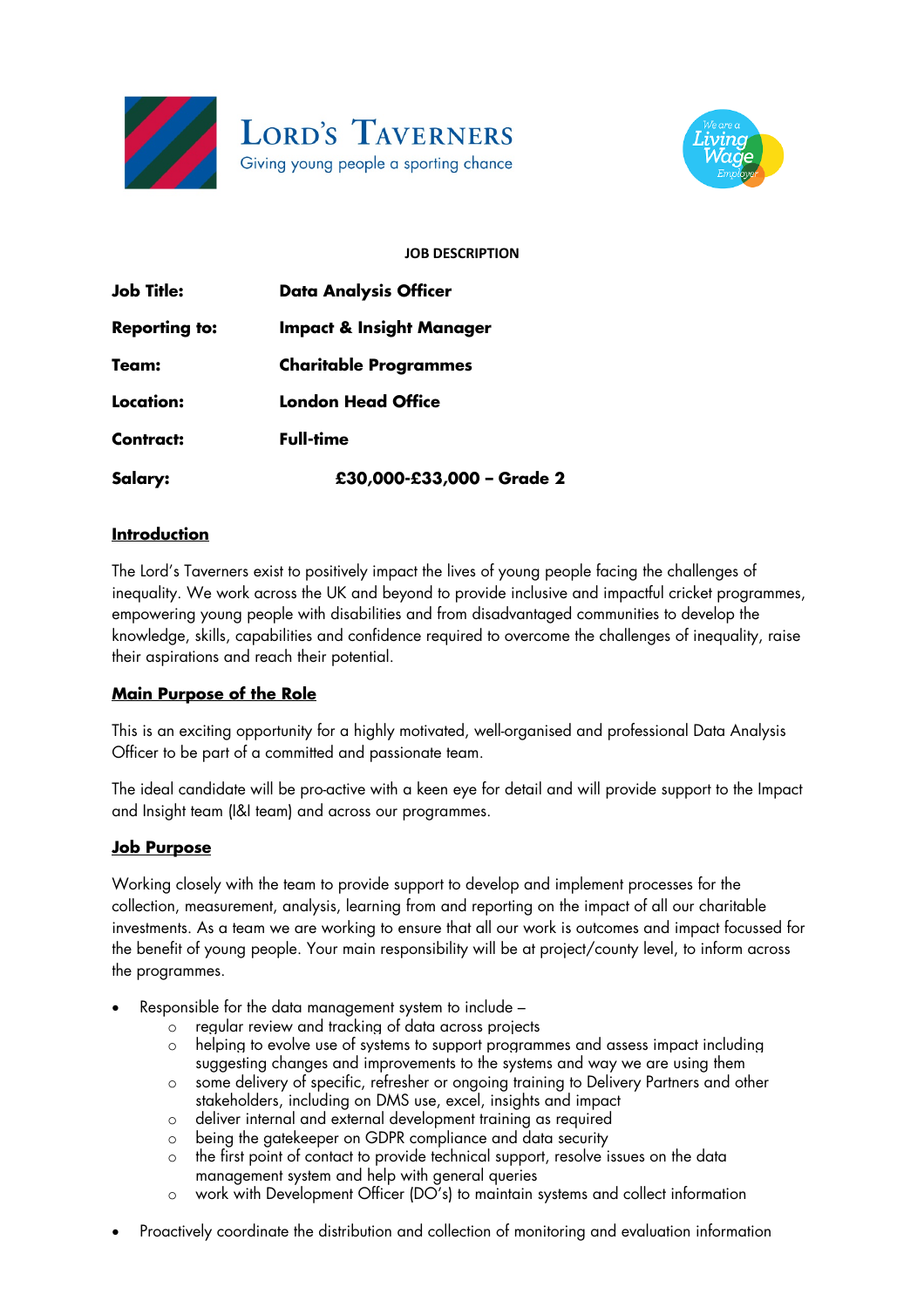Lord's Taverners

Giving young people a sporting chance

We are a Living Wage Employer

**JOB DESCRIPTION**

| | |
|---|---|
| **Job Title:** | **Data Analysis Officer** |
| **Reporting to:** | **Impact & Insight Manager** |
| **Team:** | **Charitable Programmes** |
| **Location:** | **London Head Office** |
| **Contract:** | **Full-time** |
| **Salary:** | **£30,000-£33,000 – Grade 2** |

## Introduction

The Lord's Taverners exist to positively impact the lives of young people facing the challenges of inequality. We work across the UK and beyond to provide inclusive and impactful cricket programmes, empowering young people with disabilities and from disadvantaged communities to develop the knowledge, skills, capabilities and confidence required to overcome the challenges of inequality, raise their aspirations and reach their potential.

## Main Purpose of the Role

This is an exciting opportunity for a highly motivated, well-organised and professional Data Analysis Officer to be part of a committed and passionate team.

The ideal candidate will be pro-active with a keen eye for detail and will provide support to the Impact and Insight team (I&I team) and across our programmes.

## Job Purpose

Working closely with the team to provide support to develop and implement processes for the collection, measurement, analysis, learning from and reporting on the impact of all our charitable investments. As a team we are working to ensure that all our work is outcomes and impact focussed for the benefit of young people. Your main responsibility will be at project/county level, to inform across the programmes.

- Responsible for the data management system to include –
  - regular review and tracking of data across projects
  - helping to evolve use of systems to support programmes and assess impact including suggesting changes and improvements to the systems and way we are using them
  - some delivery of specific, refresher or ongoing training to Delivery Partners and other stakeholders, including on DMS use, excel, insights and impact
  - deliver internal and external development training as required
  - being the gatekeeper on GDPR compliance and data security
  - the first point of contact to provide technical support, resolve issues on the data management system and help with general queries
  - work with Development Officer (DO's) to maintain systems and collect information
- Proactively coordinate the distribution and collection of monitoring and evaluation information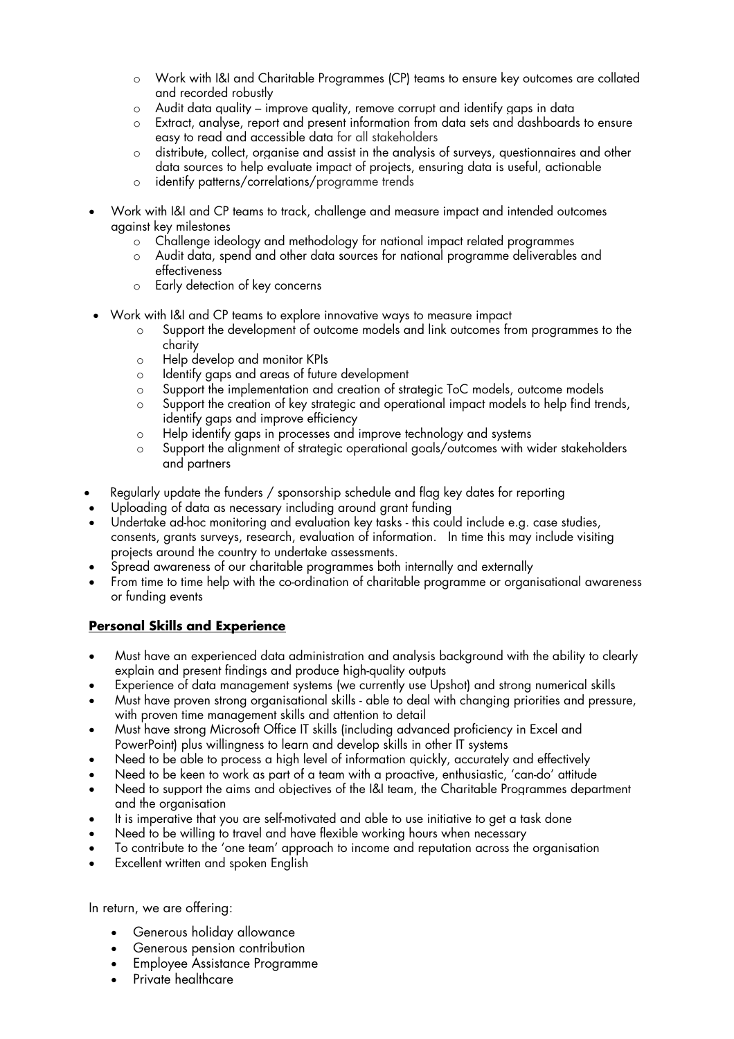- Work with I&I and Charitable Programmes (CP) teams to ensure key outcomes are collated and recorded robustly
    - Audit data quality – improve quality, remove corrupt and identify gaps in data
    - Extract, analyse, report and present information from data sets and dashboards to ensure easy to read and accessible data for all stakeholders
    - distribute, collect, organise and assist in the analysis of surveys, questionnaires and other data sources to help evaluate impact of projects, ensuring data is useful, actionable
    - identify patterns/correlations/programme trends

- Work with I&I and CP teams to track, challenge and measure impact and intended outcomes against key milestones
    - Challenge ideology and methodology for national impact related programmes
    - Audit data, spend and other data sources for national programme deliverables and effectiveness
    - Early detection of key concerns

- Work with I&I and CP teams to explore innovative ways to measure impact
    - Support the development of outcome models and link outcomes from programmes to the charity
    - Help develop and monitor KPIs
    - Identify gaps and areas of future development
    - Support the implementation and creation of strategic ToC models, outcome models
    - Support the creation of key strategic and operational impact models to help find trends, identify gaps and improve efficiency
    - Help identify gaps in processes and improve technology and systems
    - Support the alignment of strategic operational goals/outcomes with wider stakeholders and partners

- Regularly update the funders / sponsorship schedule and flag key dates for reporting
- Uploading of data as necessary including around grant funding
- Undertake ad-hoc monitoring and evaluation key tasks - this could include e.g. case studies, consents, grants surveys, research, evaluation of information. In time this may include visiting projects around the country to undertake assessments.
- Spread awareness of our charitable programmes both internally and externally
- From time to time help with the co-ordination of charitable programme or organisational awareness or funding events

**Personal Skills and Experience**

- Must have an experienced data administration and analysis background with the ability to clearly explain and present findings and produce high-quality outputs
- Experience of data management systems (we currently use Upshot) and strong numerical skills
- Must have proven strong organisational skills - able to deal with changing priorities and pressure, with proven time management skills and attention to detail
- Must have strong Microsoft Office IT skills (including advanced proficiency in Excel and PowerPoint) plus willingness to learn and develop skills in other IT systems
- Need to be able to process a high level of information quickly, accurately and effectively
- Need to be keen to work as part of a team with a proactive, enthusiastic, 'can-do' attitude
- Need to support the aims and objectives of the I&I team, the Charitable Programmes department and the organisation
- It is imperative that you are self-motivated and able to use initiative to get a task done
- Need to be willing to travel and have flexible working hours when necessary
- To contribute to the 'one team' approach to income and reputation across the organisation
- Excellent written and spoken English

In return, we are offering:

- Generous holiday allowance
- Generous pension contribution
- Employee Assistance Programme
- Private healthcare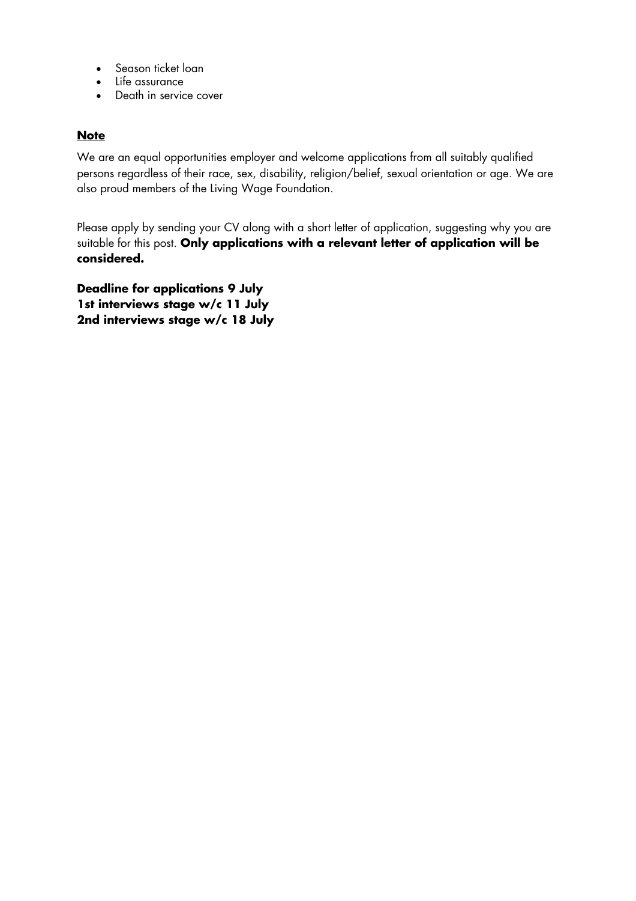- Season ticket loan
- Life assurance
- Death in service cover

**Note**

We are an equal opportunities employer and welcome applications from all suitably qualified persons regardless of their race, sex, disability, religion/belief, sexual orientation or age. We are also proud members of the Living Wage Foundation.

Please apply by sending your CV along with a short letter of application, suggesting why you are suitable for this post. **Only applications with a relevant letter of application will be considered.**

**Deadline for applications 9 July**
**1st interviews stage w/c 11 July**
**2nd interviews stage w/c 18 July**